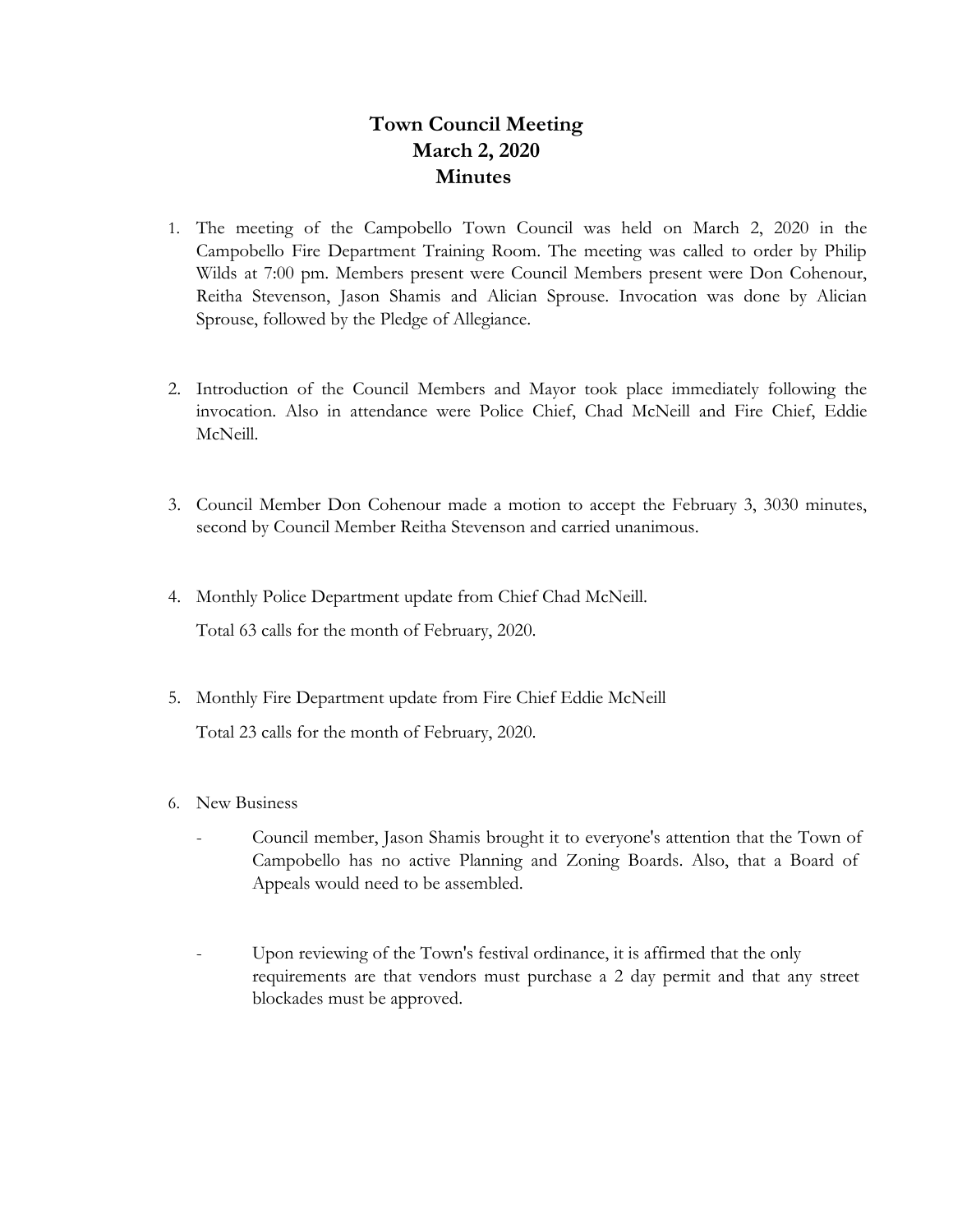# Town Council Meeting
# March 2, 2020
# Minutes

1. The meeting of the Campobello Town Council was held on March 2, 2020 in the Campobello Fire Department Training Room. The meeting was called to order by Philip Wilds at 7:00 pm. Members present were Council Members present were Don Cohenour, Reitha Stevenson, Jason Shamis and Alician Sprouse. Invocation was done by Alician Sprouse, followed by the Pledge of Allegiance.

2. Introduction of the Council Members and Mayor took place immediately following the invocation. Also in attendance were Police Chief, Chad McNeill and Fire Chief, Eddie McNeill.

3. Council Member Don Cohenour made a motion to accept the February 3, 3030 minutes, second by Council Member Reitha Stevenson and carried unanimous.

4. Monthly Police Department update from Chief Chad McNeill.

   Total 63 calls for the month of February, 2020.

5. Monthly Fire Department update from Fire Chief Eddie McNeill

   Total 23 calls for the month of February, 2020.

6. New Business

   - Council member, Jason Shamis brought it to everyone's attention that the Town of Campobello has no active Planning and Zoning Boards. Also, that a Board of Appeals would need to be assembled.

   - Upon reviewing of the Town's festival ordinance, it is affirmed that the only requirements are that vendors must purchase a 2 day permit and that any street blockades must be approved.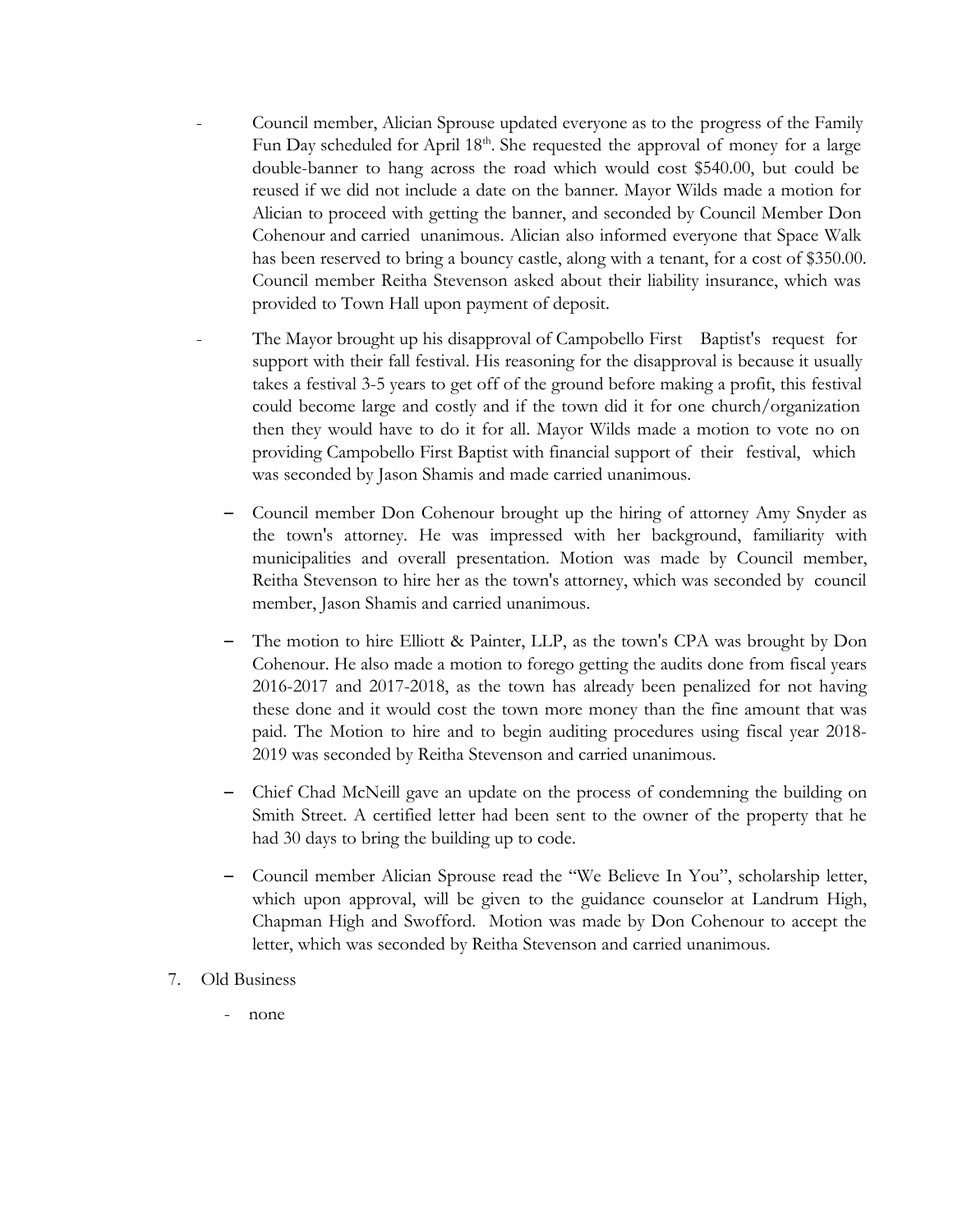- Council member, Alician Sprouse updated everyone as to the progress of the Family Fun Day scheduled for April 18th. She requested the approval of money for a large double-banner to hang across the road which would cost $540.00, but could be reused if we did not include a date on the banner. Mayor Wilds made a motion for Alician to proceed with getting the banner, and seconded by Council Member Don Cohenour and carried unanimous. Alician also informed everyone that Space Walk has been reserved to bring a bouncy castle, along with a tenant, for a cost of $350.00. Council member Reitha Stevenson asked about their liability insurance, which was provided to Town Hall upon payment of deposit.

- The Mayor brought up his disapproval of Campobello First Baptist's request for support with their fall festival. His reasoning for the disapproval is because it usually takes a festival 3-5 years to get off of the ground before making a profit, this festival could become large and costly and if the town did it for one church/organization then they would have to do it for all. Mayor Wilds made a motion to vote no on providing Campobello First Baptist with financial support of their festival, which was seconded by Jason Shamis and made carried unanimous.

- Council member Don Cohenour brought up the hiring of attorney Amy Snyder as the town's attorney. He was impressed with her background, familiarity with municipalities and overall presentation. Motion was made by Council member, Reitha Stevenson to hire her as the town's attorney, which was seconded by council member, Jason Shamis and carried unanimous.

- The motion to hire Elliott & Painter, LLP, as the town's CPA was brought by Don Cohenour. He also made a motion to forego getting the audits done from fiscal years 2016-2017 and 2017-2018, as the town has already been penalized for not having these done and it would cost the town more money than the fine amount that was paid. The Motion to hire and to begin auditing procedures using fiscal year 2018-2019 was seconded by Reitha Stevenson and carried unanimous.

- Chief Chad McNeill gave an update on the process of condemning the building on Smith Street. A certified letter had been sent to the owner of the property that he had 30 days to bring the building up to code.

- Council member Alician Sprouse read the "We Believe In You", scholarship letter, which upon approval, will be given to the guidance counselor at Landrum High, Chapman High and Swofford. Motion was made by Don Cohenour to accept the letter, which was seconded by Reitha Stevenson and carried unanimous.

7. Old Business

    - none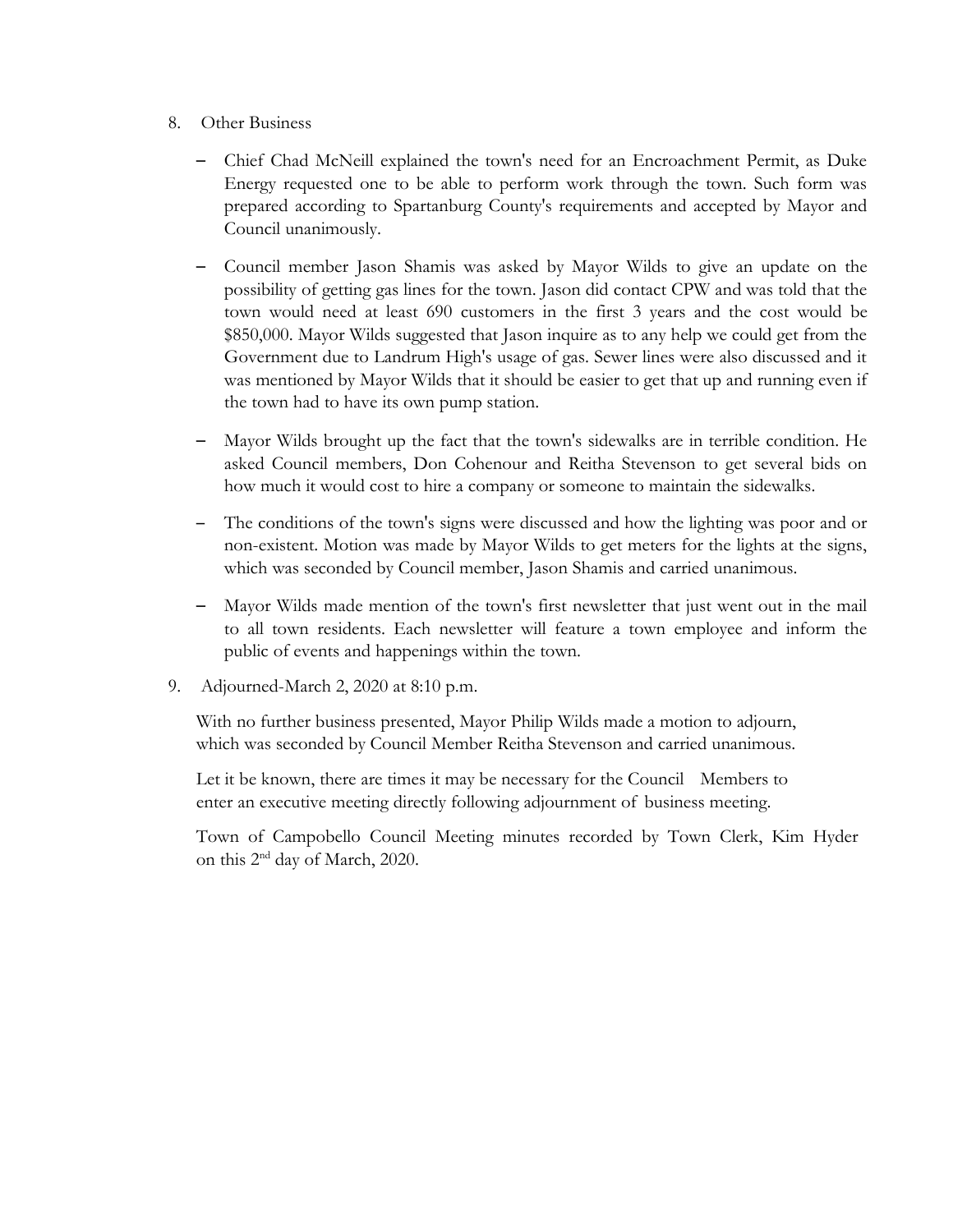8. Other Business

   - Chief Chad McNeill explained the town's need for an Encroachment Permit, as Duke Energy requested one to be able to perform work through the town. Such form was prepared according to Spartanburg County's requirements and accepted by Mayor and Council unanimously.

   - Council member Jason Shamis was asked by Mayor Wilds to give an update on the possibility of getting gas lines for the town. Jason did contact CPW and was told that the town would need at least 690 customers in the first 3 years and the cost would be $850,000. Mayor Wilds suggested that Jason inquire as to any help we could get from the Government due to Landrum High's usage of gas. Sewer lines were also discussed and it was mentioned by Mayor Wilds that it should be easier to get that up and running even if the town had to have its own pump station.

   - Mayor Wilds brought up the fact that the town's sidewalks are in terrible condition. He asked Council members, Don Cohenour and Reitha Stevenson to get several bids on how much it would cost to hire a company or someone to maintain the sidewalks.

   - The conditions of the town's signs were discussed and how the lighting was poor and or non-existent. Motion was made by Mayor Wilds to get meters for the lights at the signs, which was seconded by Council member, Jason Shamis and carried unanimous.

   - Mayor Wilds made mention of the town's first newsletter that just went out in the mail to all town residents. Each newsletter will feature a town employee and inform the public of events and happenings within the town.

9. Adjourned-March 2, 2020 at 8:10 p.m.

   With no further business presented, Mayor Philip Wilds made a motion to adjourn, which was seconded by Council Member Reitha Stevenson and carried unanimous.

   Let it be known, there are times it may be necessary for the Council Members to enter an executive meeting directly following adjournment of business meeting.

   Town of Campobello Council Meeting minutes recorded by Town Clerk, Kim Hyder on this 2nd day of March, 2020.